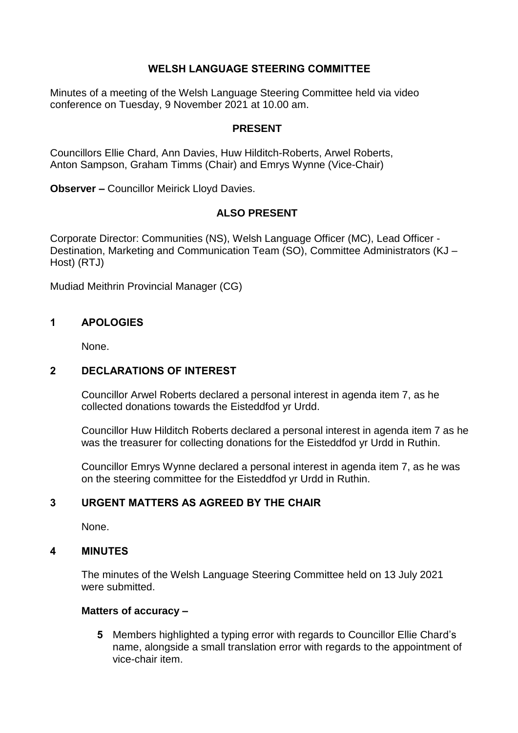# WELSH LANGUAGE STEERING COMMITTEE

Minutes of a meeting of the Welsh Language Steering Committee held via video conference on Tuesday, 9 November 2021 at 10.00 am.

## PRESENT

Councillors Ellie Chard, Ann Davies, Huw Hilditch-Roberts, Arwel Roberts, Anton Sampson, Graham Timms (Chair) and Emrys Wynne (Vice-Chair)

**Observer –** Councillor Meirick Lloyd Davies.

## ALSO PRESENT

Corporate Director: Communities (NS), Welsh Language Officer (MC), Lead Officer - Destination, Marketing and Communication Team (SO), Committee Administrators (KJ – Host) (RTJ)

Mudiad Meithrin Provincial Manager (CG)

## 1 APOLOGIES

None.

## 2 DECLARATIONS OF INTEREST

Councillor Arwel Roberts declared a personal interest in agenda item 7, as he collected donations towards the Eisteddfod yr Urdd.

Councillor Huw Hilditch Roberts declared a personal interest in agenda item 7 as he was the treasurer for collecting donations for the Eisteddfod yr Urdd in Ruthin.

Councillor Emrys Wynne declared a personal interest in agenda item 7, as he was on the steering committee for the Eisteddfod yr Urdd in Ruthin.

## 3 URGENT MATTERS AS AGREED BY THE CHAIR

None.

## 4 MINUTES

The minutes of the Welsh Language Steering Committee held on 13 July 2021 were submitted.

**Matters of accuracy –**

**5** Members highlighted a typing error with regards to Councillor Ellie Chard's name, alongside a small translation error with regards to the appointment of vice-chair item.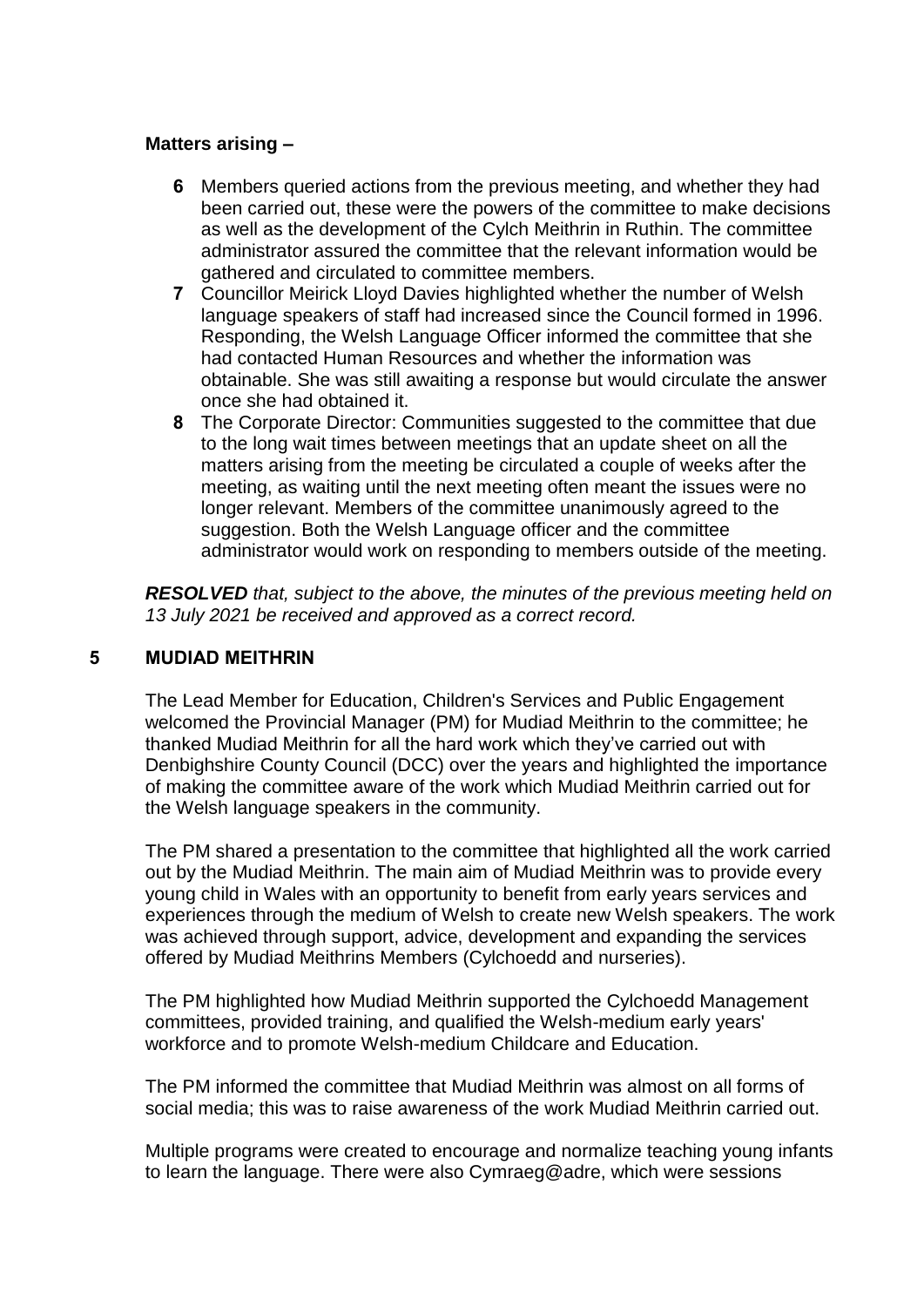**Matters arising –**

6. Members queried actions from the previous meeting, and whether they had been carried out, these were the powers of the committee to make decisions as well as the development of the Cylch Meithrin in Ruthin. The committee administrator assured the committee that the relevant information would be gathered and circulated to committee members.
7. Councillor Meirick Lloyd Davies highlighted whether the number of Welsh language speakers of staff had increased since the Council formed in 1996. Responding, the Welsh Language Officer informed the committee that she had contacted Human Resources and whether the information was obtainable. She was still awaiting a response but would circulate the answer once she had obtained it.
8. The Corporate Director: Communities suggested to the committee that due to the long wait times between meetings that an update sheet on all the matters arising from the meeting be circulated a couple of weeks after the meeting, as waiting until the next meeting often meant the issues were no longer relevant. Members of the committee unanimously agreed to the suggestion. Both the Welsh Language officer and the committee administrator would work on responding to members outside of the meeting.

***RESOLVED*** *that, subject to the above, the minutes of the previous meeting held on 13 July 2021 be received and approved as a correct record.*

## 5 MUDIAD MEITHRIN

The Lead Member for Education, Children's Services and Public Engagement welcomed the Provincial Manager (PM) for Mudiad Meithrin to the committee; he thanked Mudiad Meithrin for all the hard work which they've carried out with Denbighshire County Council (DCC) over the years and highlighted the importance of making the committee aware of the work which Mudiad Meithrin carried out for the Welsh language speakers in the community.

The PM shared a presentation to the committee that highlighted all the work carried out by the Mudiad Meithrin. The main aim of Mudiad Meithrin was to provide every young child in Wales with an opportunity to benefit from early years services and experiences through the medium of Welsh to create new Welsh speakers. The work was achieved through support, advice, development and expanding the services offered by Mudiad Meithrins Members (Cylchoedd and nurseries).

The PM highlighted how Mudiad Meithrin supported the Cylchoedd Management committees, provided training, and qualified the Welsh-medium early years' workforce and to promote Welsh-medium Childcare and Education.

The PM informed the committee that Mudiad Meithrin was almost on all forms of social media; this was to raise awareness of the work Mudiad Meithrin carried out.

Multiple programs were created to encourage and normalize teaching young infants to learn the language. There were also Cymraeg@adre, which were sessions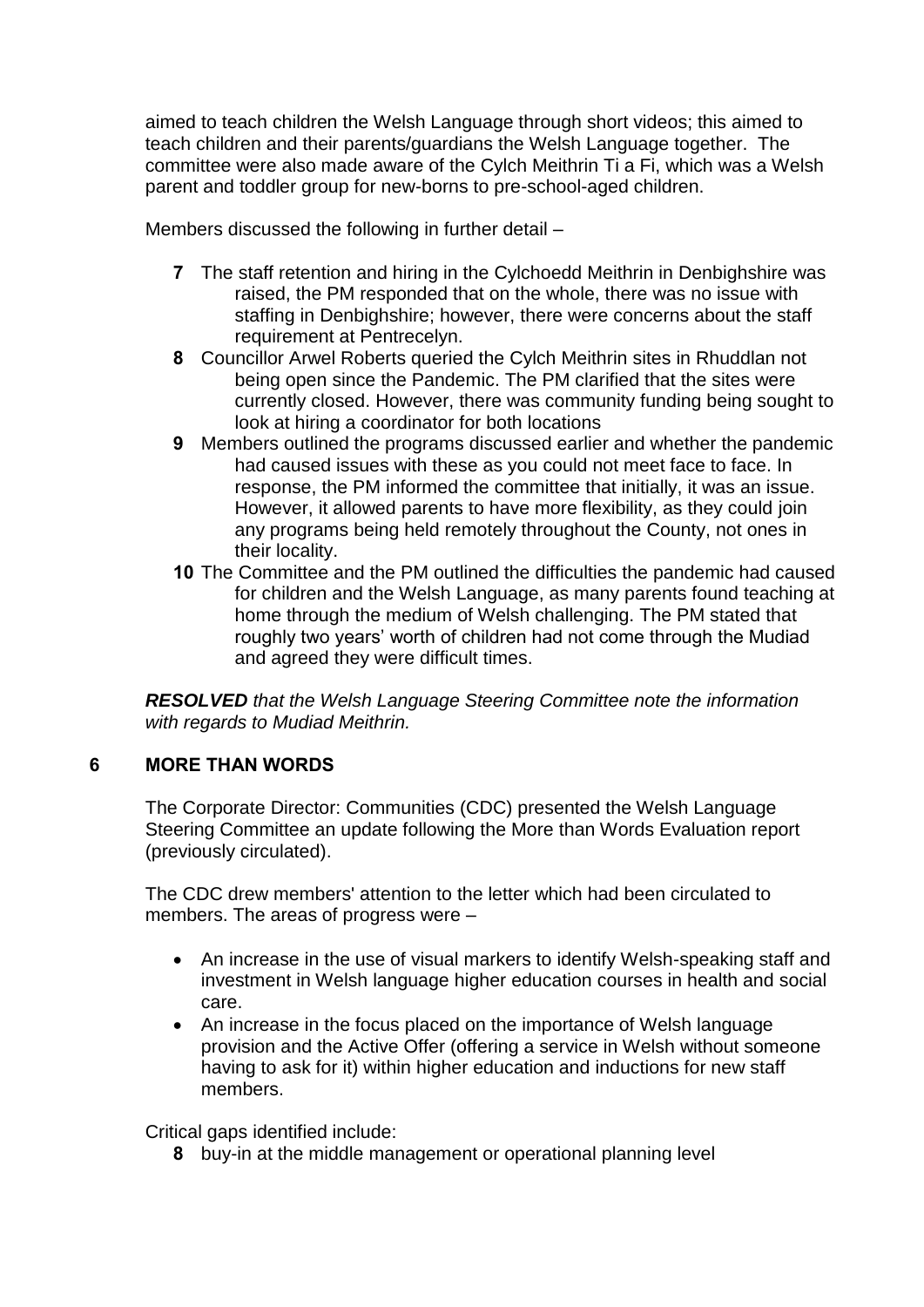aimed to teach children the Welsh Language through short videos; this aimed to teach children and their parents/guardians the Welsh Language together. The committee were also made aware of the Cylch Meithrin Ti a Fi, which was a Welsh parent and toddler group for new-borns to pre-school-aged children.

Members discussed the following in further detail –

7. The staff retention and hiring in the Cylchoedd Meithrin in Denbighshire was raised, the PM responded that on the whole, there was no issue with staffing in Denbighshire; however, there were concerns about the staff requirement at Pentrecelyn.
8. Councillor Arwel Roberts queried the Cylch Meithrin sites in Rhuddlan not being open since the Pandemic. The PM clarified that the sites were currently closed. However, there was community funding being sought to look at hiring a coordinator for both locations
9. Members outlined the programs discussed earlier and whether the pandemic had caused issues with these as you could not meet face to face. In response, the PM informed the committee that initially, it was an issue. However, it allowed parents to have more flexibility, as they could join any programs being held remotely throughout the County, not ones in their locality.
10. The Committee and the PM outlined the difficulties the pandemic had caused for children and the Welsh Language, as many parents found teaching at home through the medium of Welsh challenging. The PM stated that roughly two years' worth of children had not come through the Mudiad and agreed they were difficult times.

***RESOLVED*** *that the Welsh Language Steering Committee note the information with regards to Mudiad Meithrin.*

## 6 MORE THAN WORDS

The Corporate Director: Communities (CDC) presented the Welsh Language Steering Committee an update following the More than Words Evaluation report (previously circulated).

The CDC drew members' attention to the letter which had been circulated to members. The areas of progress were –

- An increase in the use of visual markers to identify Welsh-speaking staff and investment in Welsh language higher education courses in health and social care.
- An increase in the focus placed on the importance of Welsh language provision and the Active Offer (offering a service in Welsh without someone having to ask for it) within higher education and inductions for new staff members.

Critical gaps identified include:

8. buy-in at the middle management or operational planning level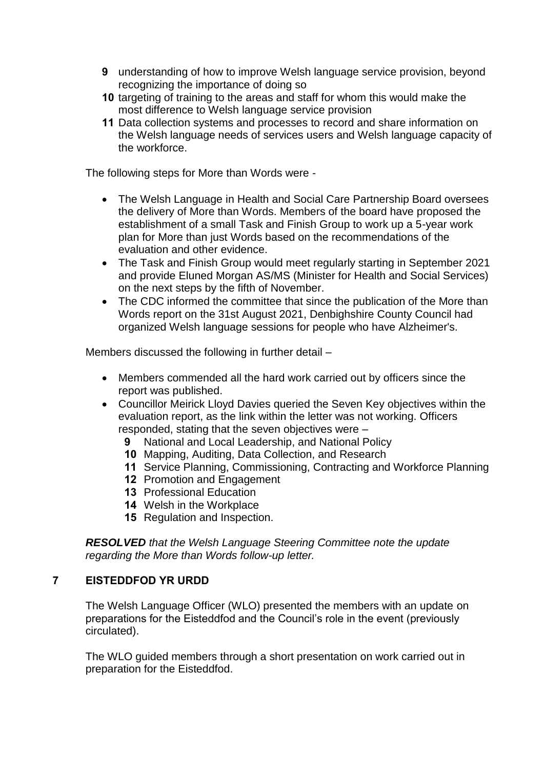**9** understanding of how to improve Welsh language service provision, beyond recognizing the importance of doing so
**10** targeting of training to the areas and staff for whom this would make the most difference to Welsh language service provision
**11** Data collection systems and processes to record and share information on the Welsh language needs of services users and Welsh language capacity of the workforce.

The following steps for More than Words were -

- The Welsh Language in Health and Social Care Partnership Board oversees the delivery of More than Words. Members of the board have proposed the establishment of a small Task and Finish Group to work up a 5-year work plan for More than just Words based on the recommendations of the evaluation and other evidence.
- The Task and Finish Group would meet regularly starting in September 2021 and provide Eluned Morgan AS/MS (Minister for Health and Social Services) on the next steps by the fifth of November.
- The CDC informed the committee that since the publication of the More than Words report on the 31st August 2021, Denbighshire County Council had organized Welsh language sessions for people who have Alzheimer's.

Members discussed the following in further detail –

- Members commended all the hard work carried out by officers since the report was published.
- Councillor Meirick Lloyd Davies queried the Seven Key objectives within the evaluation report, as the link within the letter was not working. Officers responded, stating that the seven objectives were –
  **9** National and Local Leadership, and National Policy
  **10** Mapping, Auditing, Data Collection, and Research
  **11** Service Planning, Commissioning, Contracting and Workforce Planning
  **12** Promotion and Engagement
  **13** Professional Education
  **14** Welsh in the Workplace
  **15** Regulation and Inspection.

***RESOLVED*** *that the Welsh Language Steering Committee note the update regarding the More than Words follow-up letter.*

## 7 EISTEDDFOD YR URDD

The Welsh Language Officer (WLO) presented the members with an update on preparations for the Eisteddfod and the Council's role in the event (previously circulated).

The WLO guided members through a short presentation on work carried out in preparation for the Eisteddfod.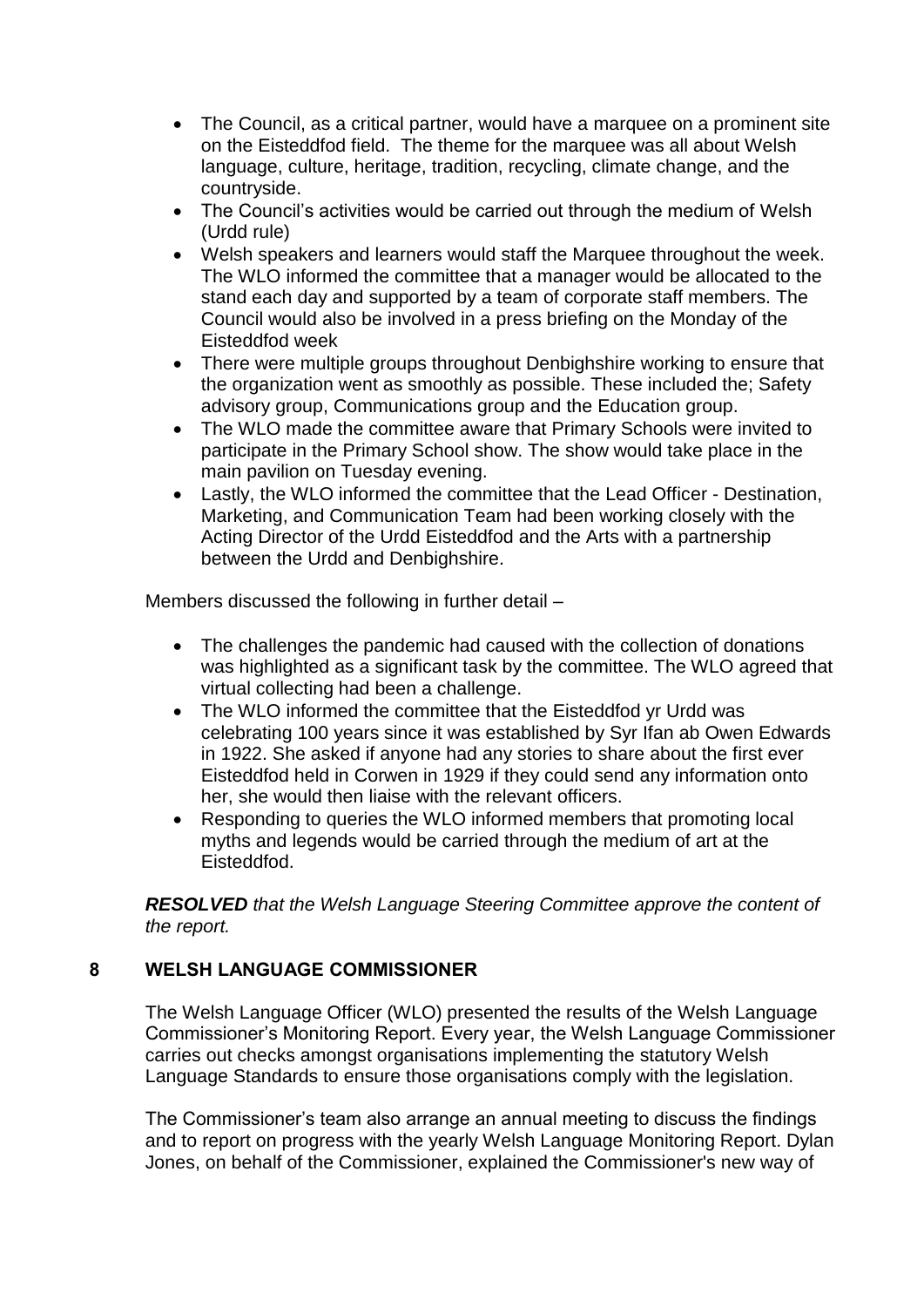- The Council, as a critical partner, would have a marquee on a prominent site on the Eisteddfod field. The theme for the marquee was all about Welsh language, culture, heritage, tradition, recycling, climate change, and the countryside.
- The Council's activities would be carried out through the medium of Welsh (Urdd rule)
- Welsh speakers and learners would staff the Marquee throughout the week. The WLO informed the committee that a manager would be allocated to the stand each day and supported by a team of corporate staff members. The Council would also be involved in a press briefing on the Monday of the Eisteddfod week
- There were multiple groups throughout Denbighshire working to ensure that the organization went as smoothly as possible. These included the; Safety advisory group, Communications group and the Education group.
- The WLO made the committee aware that Primary Schools were invited to participate in the Primary School show. The show would take place in the main pavilion on Tuesday evening.
- Lastly, the WLO informed the committee that the Lead Officer - Destination, Marketing, and Communication Team had been working closely with the Acting Director of the Urdd Eisteddfod and the Arts with a partnership between the Urdd and Denbighshire.

Members discussed the following in further detail –

- The challenges the pandemic had caused with the collection of donations was highlighted as a significant task by the committee. The WLO agreed that virtual collecting had been a challenge.
- The WLO informed the committee that the Eisteddfod yr Urdd was celebrating 100 years since it was established by Syr Ifan ab Owen Edwards in 1922. She asked if anyone had any stories to share about the first ever Eisteddfod held in Corwen in 1929 if they could send any information onto her, she would then liaise with the relevant officers.
- Responding to queries the WLO informed members that promoting local myths and legends would be carried through the medium of art at the Eisteddfod.

***RESOLVED*** *that the Welsh Language Steering Committee approve the content of the report.*

## 8 WELSH LANGUAGE COMMISSIONER

The Welsh Language Officer (WLO) presented the results of the Welsh Language Commissioner's Monitoring Report. Every year, the Welsh Language Commissioner carries out checks amongst organisations implementing the statutory Welsh Language Standards to ensure those organisations comply with the legislation.

The Commissioner's team also arrange an annual meeting to discuss the findings and to report on progress with the yearly Welsh Language Monitoring Report. Dylan Jones, on behalf of the Commissioner, explained the Commissioner's new way of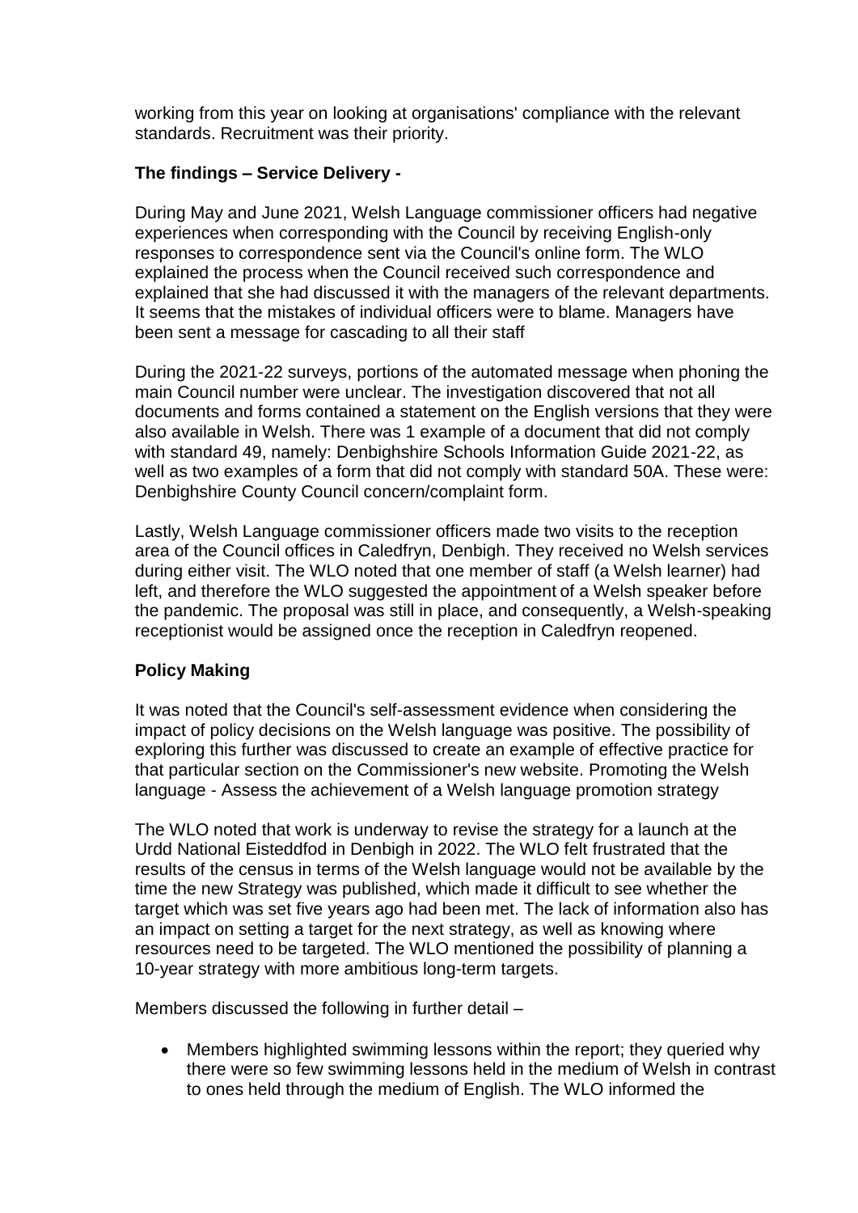working from this year on looking at organisations' compliance with the relevant standards. Recruitment was their priority.

**The findings – Service Delivery -**

During May and June 2021, Welsh Language commissioner officers had negative experiences when corresponding with the Council by receiving English-only responses to correspondence sent via the Council's online form. The WLO explained the process when the Council received such correspondence and explained that she had discussed it with the managers of the relevant departments. It seems that the mistakes of individual officers were to blame. Managers have been sent a message for cascading to all their staff

During the 2021-22 surveys, portions of the automated message when phoning the main Council number were unclear. The investigation discovered that not all documents and forms contained a statement on the English versions that they were also available in Welsh. There was 1 example of a document that did not comply with standard 49, namely: Denbighshire Schools Information Guide 2021-22, as well as two examples of a form that did not comply with standard 50A. These were: Denbighshire County Council concern/complaint form.

Lastly, Welsh Language commissioner officers made two visits to the reception area of the Council offices in Caledfryn, Denbigh. They received no Welsh services during either visit. The WLO noted that one member of staff (a Welsh learner) had left, and therefore the WLO suggested the appointment of a Welsh speaker before the pandemic. The proposal was still in place, and consequently, a Welsh-speaking receptionist would be assigned once the reception in Caledfryn reopened.

**Policy Making**

It was noted that the Council's self-assessment evidence when considering the impact of policy decisions on the Welsh language was positive. The possibility of exploring this further was discussed to create an example of effective practice for that particular section on the Commissioner's new website. Promoting the Welsh language - Assess the achievement of a Welsh language promotion strategy

The WLO noted that work is underway to revise the strategy for a launch at the Urdd National Eisteddfod in Denbigh in 2022. The WLO felt frustrated that the results of the census in terms of the Welsh language would not be available by the time the new Strategy was published, which made it difficult to see whether the target which was set five years ago had been met. The lack of information also has an impact on setting a target for the next strategy, as well as knowing where resources need to be targeted. The WLO mentioned the possibility of planning a 10-year strategy with more ambitious long-term targets.

Members discussed the following in further detail –

- Members highlighted swimming lessons within the report; they queried why there were so few swimming lessons held in the medium of Welsh in contrast to ones held through the medium of English. The WLO informed the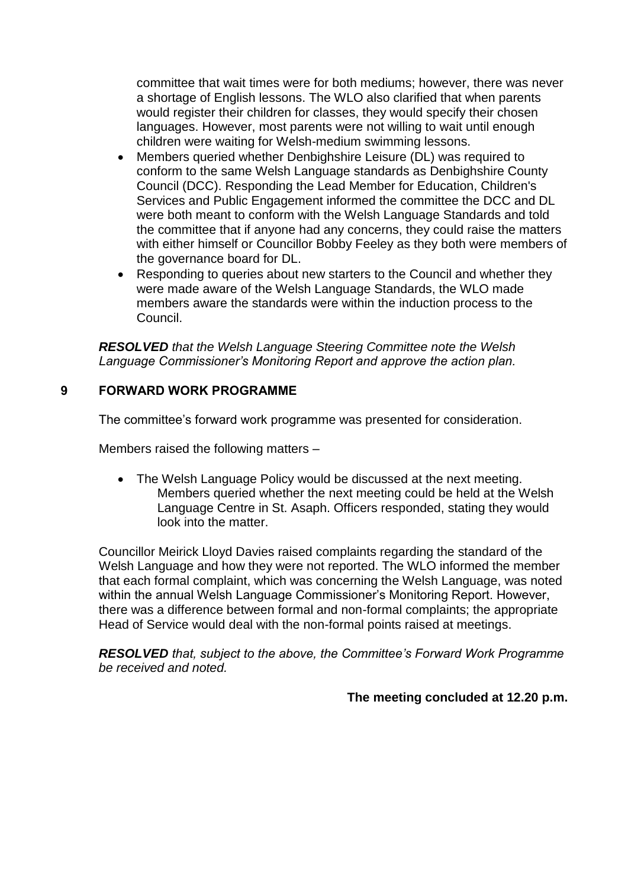committee that wait times were for both mediums; however, there was never a shortage of English lessons. The WLO also clarified that when parents would register their children for classes, they would specify their chosen languages. However, most parents were not willing to wait until enough children were waiting for Welsh-medium swimming lessons.

- Members queried whether Denbighshire Leisure (DL) was required to conform to the same Welsh Language standards as Denbighshire County Council (DCC). Responding the Lead Member for Education, Children's Services and Public Engagement informed the committee the DCC and DL were both meant to conform with the Welsh Language Standards and told the committee that if anyone had any concerns, they could raise the matters with either himself or Councillor Bobby Feeley as they both were members of the governance board for DL.
- Responding to queries about new starters to the Council and whether they were made aware of the Welsh Language Standards, the WLO made members aware the standards were within the induction process to the Council.

***RESOLVED*** *that the Welsh Language Steering Committee note the Welsh Language Commissioner's Monitoring Report and approve the action plan.*

## 9 FORWARD WORK PROGRAMME

The committee's forward work programme was presented for consideration.

Members raised the following matters –

- The Welsh Language Policy would be discussed at the next meeting. Members queried whether the next meeting could be held at the Welsh Language Centre in St. Asaph. Officers responded, stating they would look into the matter.

Councillor Meirick Lloyd Davies raised complaints regarding the standard of the Welsh Language and how they were not reported. The WLO informed the member that each formal complaint, which was concerning the Welsh Language, was noted within the annual Welsh Language Commissioner's Monitoring Report. However, there was a difference between formal and non-formal complaints; the appropriate Head of Service would deal with the non-formal points raised at meetings.

***RESOLVED*** *that, subject to the above, the Committee's Forward Work Programme be received and noted.*

**The meeting concluded at 12.20 p.m.**